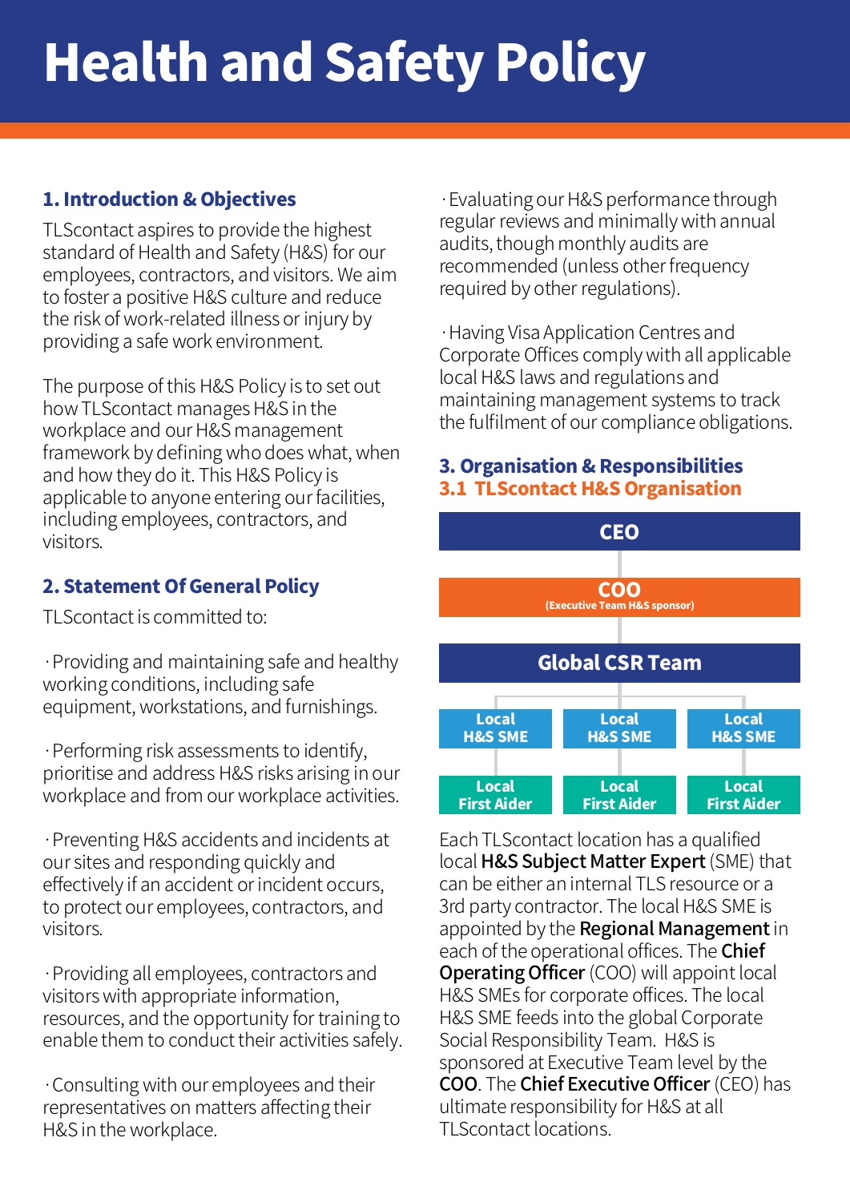# Health and Safety Policy

## 1. Introduction & Objectives

TLScontact aspires to provide the highest standard of Health and Safety (H&S) for our employees, contractors, and visitors. We aim to foster a positive H&S culture and reduce the risk of work-related illness or injury by providing a safe work environment.

The purpose of this H&S Policy is to set out how TLScontact manages H&S in the workplace and our H&S management framework by defining who does what, when and how they do it. This H&S Policy is applicable to anyone entering our facilities, including employees, contractors, and visitors.

## 2. Statement Of General Policy

TLScontact is committed to:

· Providing and maintaining safe and healthy working conditions, including safe equipment, workstations, and furnishings.

· Performing risk assessments to identify, prioritise and address H&S risks arising in our workplace and from our workplace activities.

· Preventing H&S accidents and incidents at our sites and responding quickly and effectively if an accident or incident occurs, to protect our employees, contractors, and visitors.

· Providing all employees, contractors and visitors with appropriate information, resources, and the opportunity for training to enable them to conduct their activities safely.

· Consulting with our employees and their representatives on matters affecting their H&S in the workplace.

· Evaluating our H&S performance through regular reviews and minimally with annual audits, though monthly audits are recommended (unless other frequency required by other regulations).

· Having Visa Application Centres and Corporate Offices comply with all applicable local H&S laws and regulations and maintaining management systems to track the fulfilment of our compliance obligations.

## 3. Organisation & Responsibilities

### 3.1 TLScontact H&S Organisation

**CEO**

**COO** (Executive Team H&S sponsor)

**Global CSR Team**

| Local H&S SME | Local H&S SME | Local H&S SME |
|---|---|---|
| Local First Aider | Local First Aider | Local First Aider |

Each TLScontact location has a qualified local **H&S Subject Matter Expert** (SME) that can be either an internal TLS resource or a 3rd party contractor. The local H&S SME is appointed by the **Regional Management** in each of the operational offices. The **Chief Operating Officer** (COO) will appoint local H&S SMEs for corporate offices. The local H&S SME feeds into the global Corporate Social Responsibility Team. H&S is sponsored at Executive Team level by the **COO**. The **Chief Executive Officer** (CEO) has ultimate responsibility for H&S at all TLScontact locations.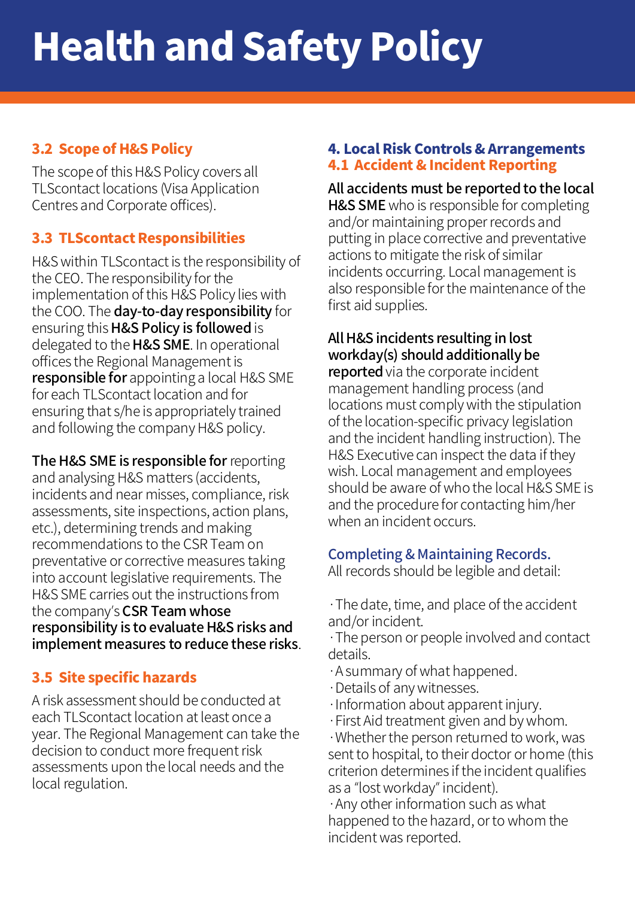# Health and Safety Policy

### 3.2 Scope of H&S Policy

The scope of this H&S Policy covers all TLScontact locations (Visa Application Centres and Corporate offices).

### 3.3 TLScontact Responsibilities

H&S within TLScontact is the responsibility of the CEO. The responsibility for the implementation of this H&S Policy lies with the COO. The **day-to-day responsibility** for ensuring this **H&S Policy is followed** is delegated to the **H&S SME**. In operational offices the Regional Management is **responsible for** appointing a local H&S SME for each TLScontact location and for ensuring that s/he is appropriately trained and following the company H&S policy.

**The H&S SME is responsible for** reporting and analysing H&S matters (accidents, incidents and near misses, compliance, risk assessments, site inspections, action plans, etc.), determining trends and making recommendations to the CSR Team on preventative or corrective measures taking into account legislative requirements. The H&S SME carries out the instructions from the company's **CSR Team whose responsibility is to evaluate H&S risks and implement measures to reduce these risks**.

### 3.5 Site specific hazards

A risk assessment should be conducted at each TLScontact location at least once a year. The Regional Management can take the decision to conduct more frequent risk assessments upon the local needs and the local regulation.

## 4. Local Risk Controls & Arrangements

### 4.1 Accident & Incident Reporting

**All accidents must be reported to the local H&S SME** who is responsible for completing and/or maintaining proper records and putting in place corrective and preventative actions to mitigate the risk of similar incidents occurring. Local management is also responsible for the maintenance of the first aid supplies.

**All H&S incidents resulting in lost workday(s) should additionally be reported** via the corporate incident management handling process (and locations must comply with the stipulation of the location-specific privacy legislation and the incident handling instruction). The H&S Executive can inspect the data if they wish. Local management and employees should be aware of who the local H&S SME is and the procedure for contacting him/her when an incident occurs.

#### Completing & Maintaining Records.

All records should be legible and detail:

- The date, time, and place of the accident and/or incident.
- The person or people involved and contact details.
- A summary of what happened.
- Details of any witnesses.
- Information about apparent injury.
- First Aid treatment given and by whom.
- Whether the person returned to work, was sent to hospital, to their doctor or home (this criterion determines if the incident qualifies as a "lost workday" incident).
- Any other information such as what happened to the hazard, or to whom the incident was reported.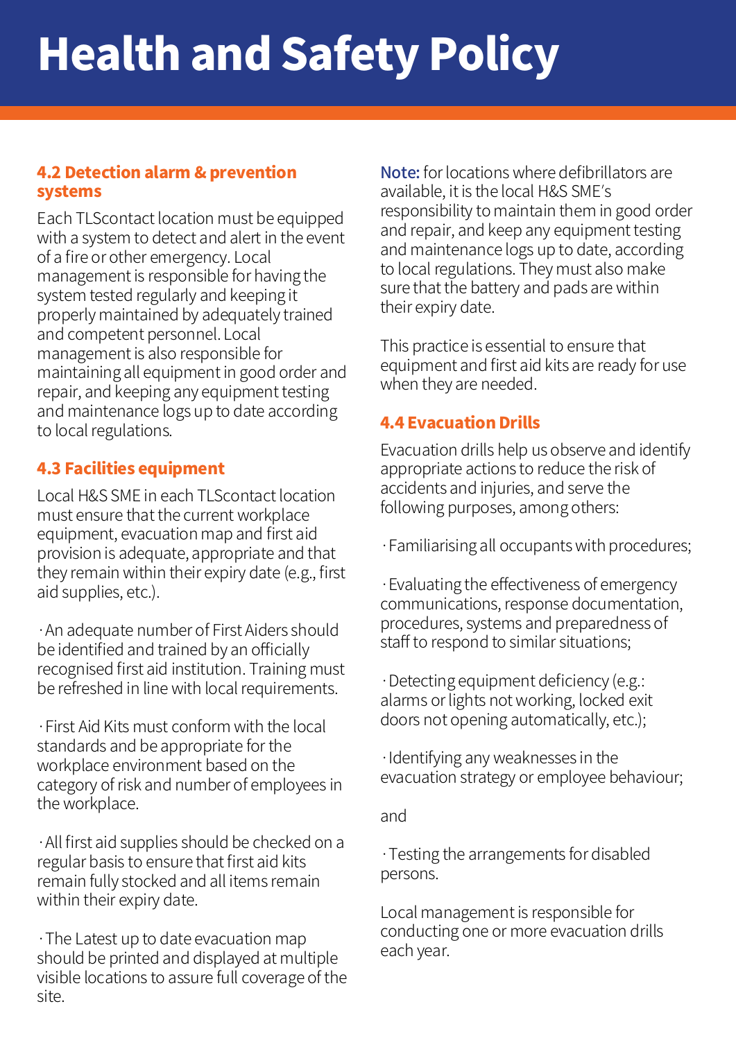# Health and Safety Policy

### 4.2 Detection alarm & prevention systems

Each TLScontact location must be equipped with a system to detect and alert in the event of a fire or other emergency. Local management is responsible for having the system tested regularly and keeping it properly maintained by adequately trained and competent personnel. Local management is also responsible for maintaining all equipment in good order and repair, and keeping any equipment testing and maintenance logs up to date according to local regulations.

### 4.3 Facilities equipment

Local H&S SME in each TLScontact location must ensure that the current workplace equipment, evacuation map and first aid provision is adequate, appropriate and that they remain within their expiry date (e.g., first aid supplies, etc.).

· An adequate number of First Aiders should be identified and trained by an officially recognised first aid institution. Training must be refreshed in line with local requirements.

· First Aid Kits must conform with the local standards and be appropriate for the workplace environment based on the category of risk and number of employees in the workplace.

· All first aid supplies should be checked on a regular basis to ensure that first aid kits remain fully stocked and all items remain within their expiry date.

· The Latest up to date evacuation map should be printed and displayed at multiple visible locations to assure full coverage of the site.

**Note:** for locations where defibrillators are available, it is the local H&S SME's responsibility to maintain them in good order and repair, and keep any equipment testing and maintenance logs up to date, according to local regulations. They must also make sure that the battery and pads are within their expiry date.

This practice is essential to ensure that equipment and first aid kits are ready for use when they are needed.

### 4.4 Evacuation Drills

Evacuation drills help us observe and identify appropriate actions to reduce the risk of accidents and injuries, and serve the following purposes, among others:

· Familiarising all occupants with procedures;

· Evaluating the effectiveness of emergency communications, response documentation, procedures, systems and preparedness of staff to respond to similar situations;

· Detecting equipment deficiency (e.g.: alarms or lights not working, locked exit doors not opening automatically, etc.);

· Identifying any weaknesses in the evacuation strategy or employee behaviour;

and

· Testing the arrangements for disabled persons.

Local management is responsible for conducting one or more evacuation drills each year.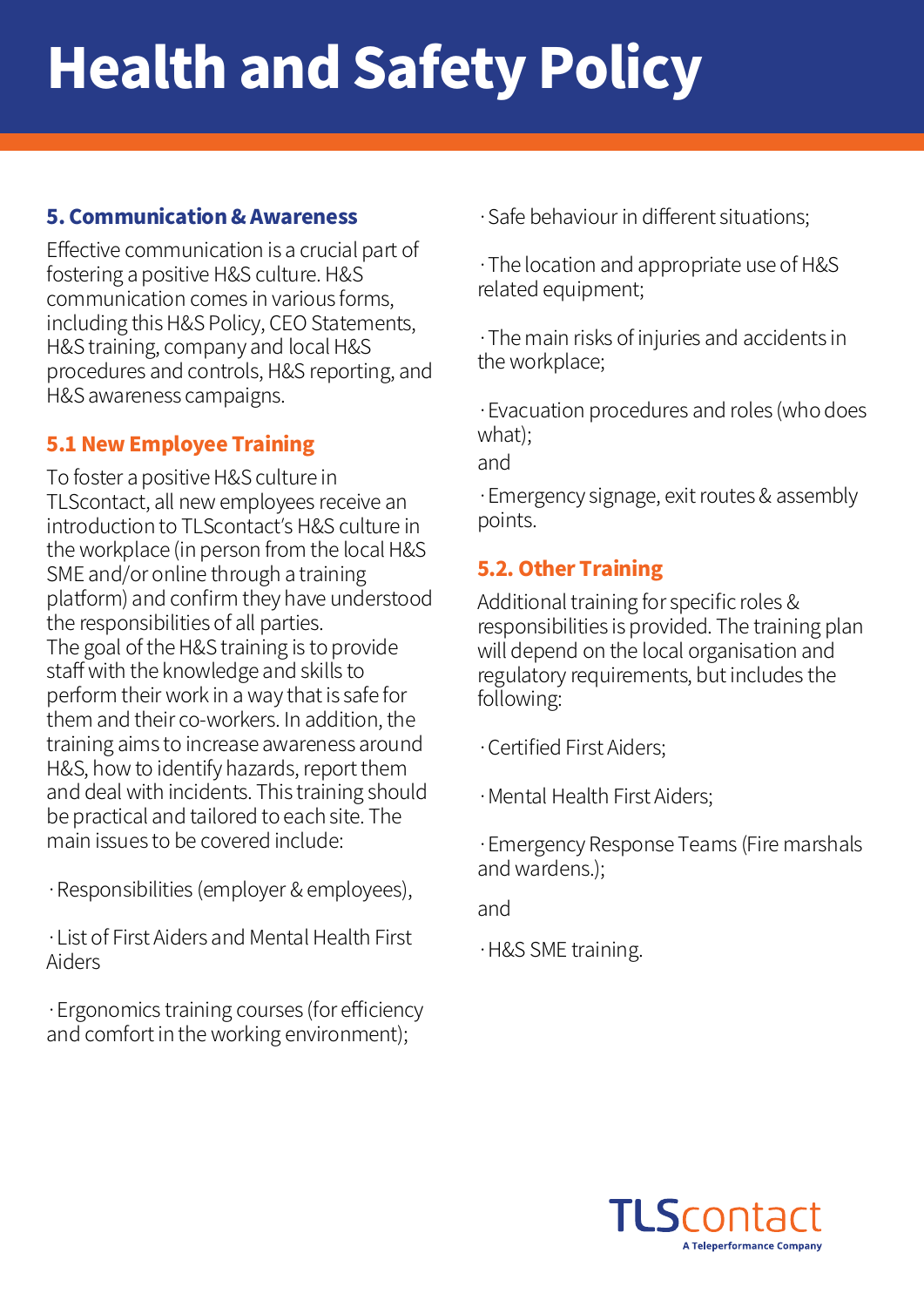# Health and Safety Policy

## 5. Communication & Awareness

Effective communication is a crucial part of fostering a positive H&S culture. H&S communication comes in various forms, including this H&S Policy, CEO Statements, H&S training, company and local H&S procedures and controls, H&S reporting, and H&S awareness campaigns.

### 5.1 New Employee Training

To foster a positive H&S culture in TLScontact, all new employees receive an introduction to TLScontact's H&S culture in the workplace (in person from the local H&S SME and/or online through a training platform) and confirm they have understood the responsibilities of all parties.
The goal of the H&S training is to provide staff with the knowledge and skills to perform their work in a way that is safe for them and their co-workers. In addition, the training aims to increase awareness around H&S, how to identify hazards, report them and deal with incidents. This training should be practical and tailored to each site. The main issues to be covered include:

- Responsibilities (employer & employees),
- List of First Aiders and Mental Health First Aiders
- Ergonomics training courses (for efficiency and comfort in the working environment);
- Safe behaviour in different situations;
- The location and appropriate use of H&S related equipment;
- The main risks of injuries and accidents in the workplace;
- Evacuation procedures and roles (who does what);

and

- Emergency signage, exit routes & assembly points.

### 5.2. Other Training

Additional training for specific roles & responsibilities is provided. The training plan will depend on the local organisation and regulatory requirements, but includes the following:

- Certified First Aiders;
- Mental Health First Aiders;
- Emergency Response Teams (Fire marshals and wardens.);

and

- H&S SME training.

TLScontact
A Teleperformance Company